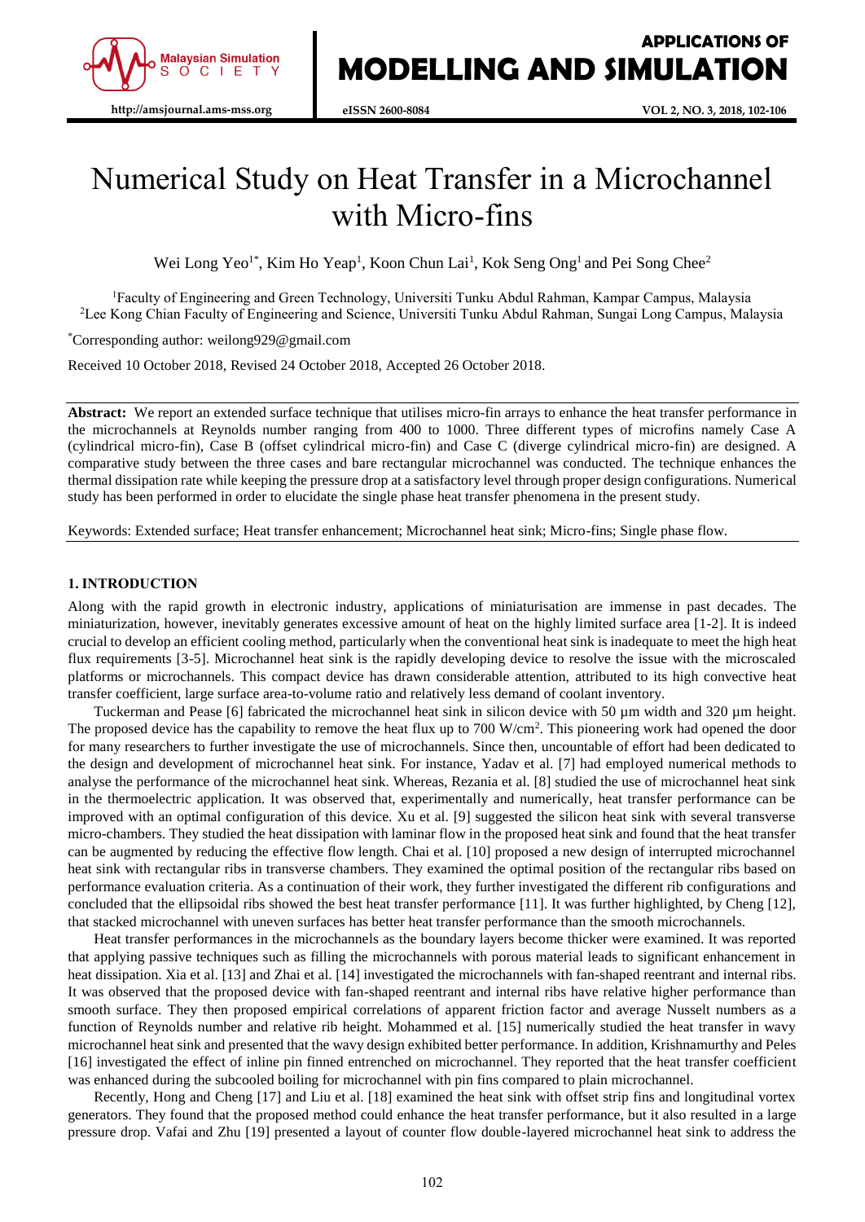# Numerical Study on Heat Transfer in a Microchannel with Micro-fins

Wei Long Yeo[1*], Kim Ho Yeap[1], Koon Chun Lai[1], Kok Seng Ong[1] and Pei Song Chee[2]

[1]Faculty of Engineering and Green Technology, Universiti Tunku Abdul Rahman, Kampar Campus, Malaysia
[2]Lee Kong Chian Faculty of Engineering and Science, Universiti Tunku Abdul Rahman, Sungai Long Campus, Malaysia

[*]Corresponding author: weilong929@gmail.com

Received 10 October 2018, Revised 24 October 2018, Accepted 26 October 2018.

**Abstract:** We report an extended surface technique that utilises micro-fin arrays to enhance the heat transfer performance in the microchannels at Reynolds number ranging from 400 to 1000. Three different types of microfins namely Case A (cylindrical micro-fin), Case B (offset cylindrical micro-fin) and Case C (diverge cylindrical micro-fin) are designed. A comparative study between the three cases and bare rectangular microchannel was conducted. The technique enhances the thermal dissipation rate while keeping the pressure drop at a satisfactory level through proper design configurations. Numerical study has been performed in order to elucidate the single phase heat transfer phenomena in the present study.

Keywords: Extended surface; Heat transfer enhancement; Microchannel heat sink; Micro-fins; Single phase flow.

## 1. INTRODUCTION

Along with the rapid growth in electronic industry, applications of miniaturisation are immense in past decades. The miniaturization, however, inevitably generates excessive amount of heat on the highly limited surface area [1-2]. It is indeed crucial to develop an efficient cooling method, particularly when the conventional heat sink is inadequate to meet the high heat flux requirements [3-5]. Microchannel heat sink is the rapidly developing device to resolve the issue with the microscaled platforms or microchannels. This compact device has drawn considerable attention, attributed to its high convective heat transfer coefficient, large surface area-to-volume ratio and relatively less demand of coolant inventory.

Tuckerman and Pease [6] fabricated the microchannel heat sink in silicon device with 50 µm width and 320 µm height. The proposed device has the capability to remove the heat flux up to 700 W/cm$^2$. This pioneering work had opened the door for many researchers to further investigate the use of microchannels. Since then, uncountable of effort had been dedicated to the design and development of microchannel heat sink. For instance, Yadav et al. [7] had employed numerical methods to analyse the performance of the microchannel heat sink. Whereas, Rezania et al. [8] studied the use of microchannel heat sink in the thermoelectric application. It was observed that, experimentally and numerically, heat transfer performance can be improved with an optimal configuration of this device. Xu et al. [9] suggested the silicon heat sink with several transverse micro-chambers. They studied the heat dissipation with laminar flow in the proposed heat sink and found that the heat transfer can be augmented by reducing the effective flow length. Chai et al. [10] proposed a new design of interrupted microchannel heat sink with rectangular ribs in transverse chambers. They examined the optimal position of the rectangular ribs based on performance evaluation criteria. As a continuation of their work, they further investigated the different rib configurations and concluded that the ellipsoidal ribs showed the best heat transfer performance [11]. It was further highlighted, by Cheng [12], that stacked microchannel with uneven surfaces has better heat transfer performance than the smooth microchannels.

Heat transfer performances in the microchannels as the boundary layers become thicker were examined. It was reported that applying passive techniques such as filling the microchannels with porous material leads to significant enhancement in heat dissipation. Xia et al. [13] and Zhai et al. [14] investigated the microchannels with fan-shaped reentrant and internal ribs. It was observed that the proposed device with fan-shaped reentrant and internal ribs have relative higher performance than smooth surface. They then proposed empirical correlations of apparent friction factor and average Nusselt numbers as a function of Reynolds number and relative rib height. Mohammed et al. [15] numerically studied the heat transfer in wavy microchannel heat sink and presented that the wavy design exhibited better performance. In addition, Krishnamurthy and Peles [16] investigated the effect of inline pin finned entrenched on microchannel. They reported that the heat transfer coefficient was enhanced during the subcooled boiling for microchannel with pin fins compared to plain microchannel.

Recently, Hong and Cheng [17] and Liu et al. [18] examined the heat sink with offset strip fins and longitudinal vortex generators. They found that the proposed method could enhance the heat transfer performance, but it also resulted in a large pressure drop. Vafai and Zhu [19] presented a layout of counter flow double-layered microchannel heat sink to address the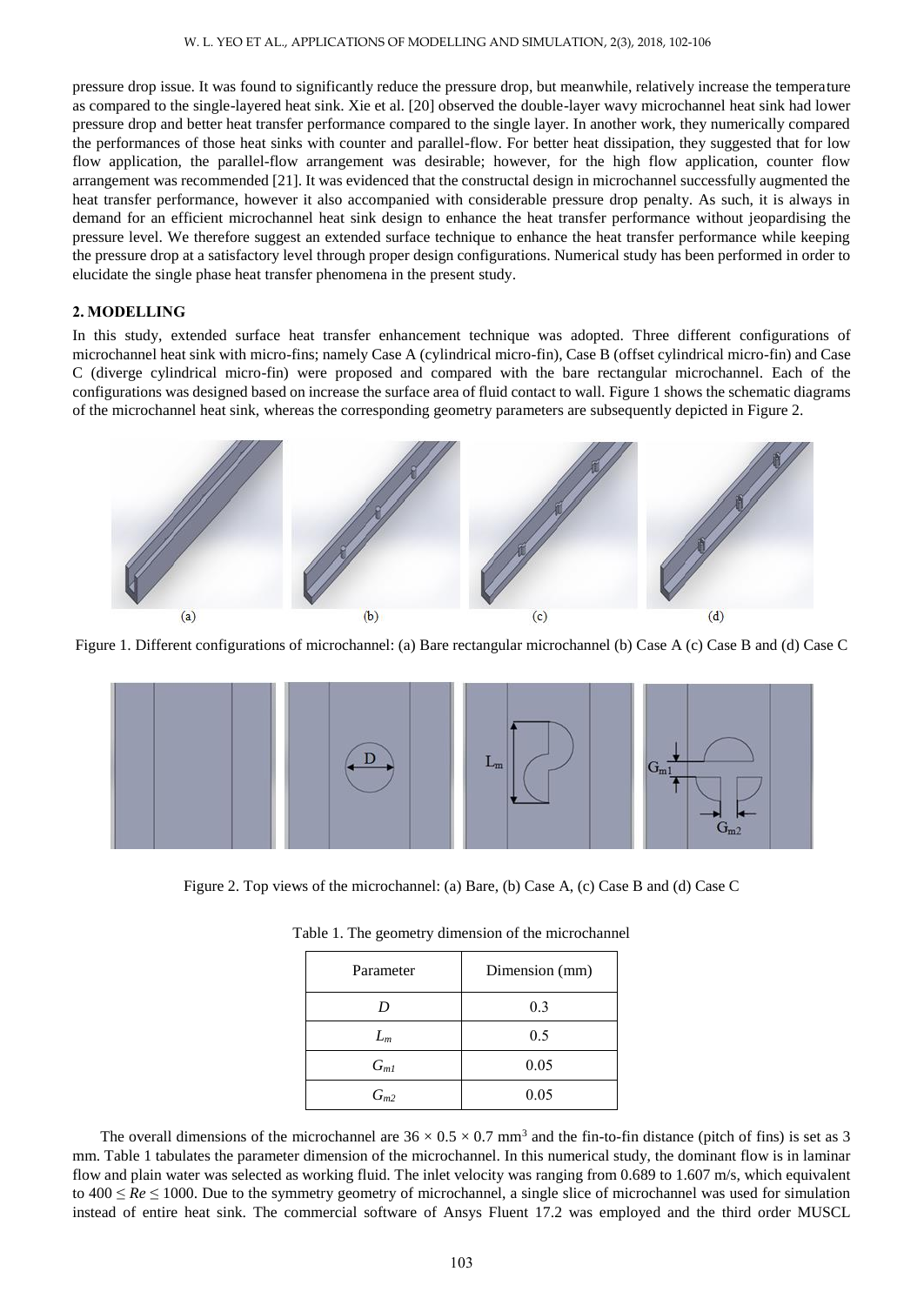pressure drop issue. It was found to significantly reduce the pressure drop, but meanwhile, relatively increase the temperature as compared to the single-layered heat sink. Xie et al. [20] observed the double-layer wavy microchannel heat sink had lower pressure drop and better heat transfer performance compared to the single layer. In another work, they numerically compared the performances of those heat sinks with counter and parallel-flow. For better heat dissipation, they suggested that for low flow application, the parallel-flow arrangement was desirable; however, for the high flow application, counter flow arrangement was recommended [21]. It was evidenced that the constructal design in microchannel successfully augmented the heat transfer performance, however it also accompanied with considerable pressure drop penalty. As such, it is always in demand for an efficient microchannel heat sink design to enhance the heat transfer performance without jeopardising the pressure level. We therefore suggest an extended surface technique to enhance the heat transfer performance while keeping the pressure drop at a satisfactory level through proper design configurations. Numerical study has been performed in order to elucidate the single phase heat transfer phenomena in the present study.

## 2. MODELLING

In this study, extended surface heat transfer enhancement technique was adopted. Three different configurations of microchannel heat sink with micro-fins; namely Case A (cylindrical micro-fin), Case B (offset cylindrical micro-fin) and Case C (diverge cylindrical micro-fin) were proposed and compared with the bare rectangular microchannel. Each of the configurations was designed based on increase the surface area of fluid contact to wall. Figure 1 shows the schematic diagrams of the microchannel heat sink, whereas the corresponding geometry parameters are subsequently depicted in Figure 2.

Figure 1. Different configurations of microchannel: (a) Bare rectangular microchannel (b) Case A (c) Case B and (d) Case C

Figure 2. Top views of the microchannel: (a) Bare, (b) Case A, (c) Case B and (d) Case C

Table 1. The geometry dimension of the microchannel

| Parameter | Dimension (mm) |
|---|---|
| $D$ | 0.3 |
| $L_m$ | 0.5 |
| $G_{m1}$ | 0.05 |
| $G_{m2}$ | 0.05 |

The overall dimensions of the microchannel are $36 \times 0.5 \times 0.7$ mm$^3$ and the fin-to-fin distance (pitch of fins) is set as 3 mm. Table 1 tabulates the parameter dimension of the microchannel. In this numerical study, the dominant flow is in laminar flow and plain water was selected as working fluid. The inlet velocity was ranging from 0.689 to 1.607 m/s, which equivalent to $400 \leq Re \leq 1000$. Due to the symmetry geometry of microchannel, a single slice of microchannel was used for simulation instead of entire heat sink. The commercial software of Ansys Fluent 17.2 was employed and the third order MUSCL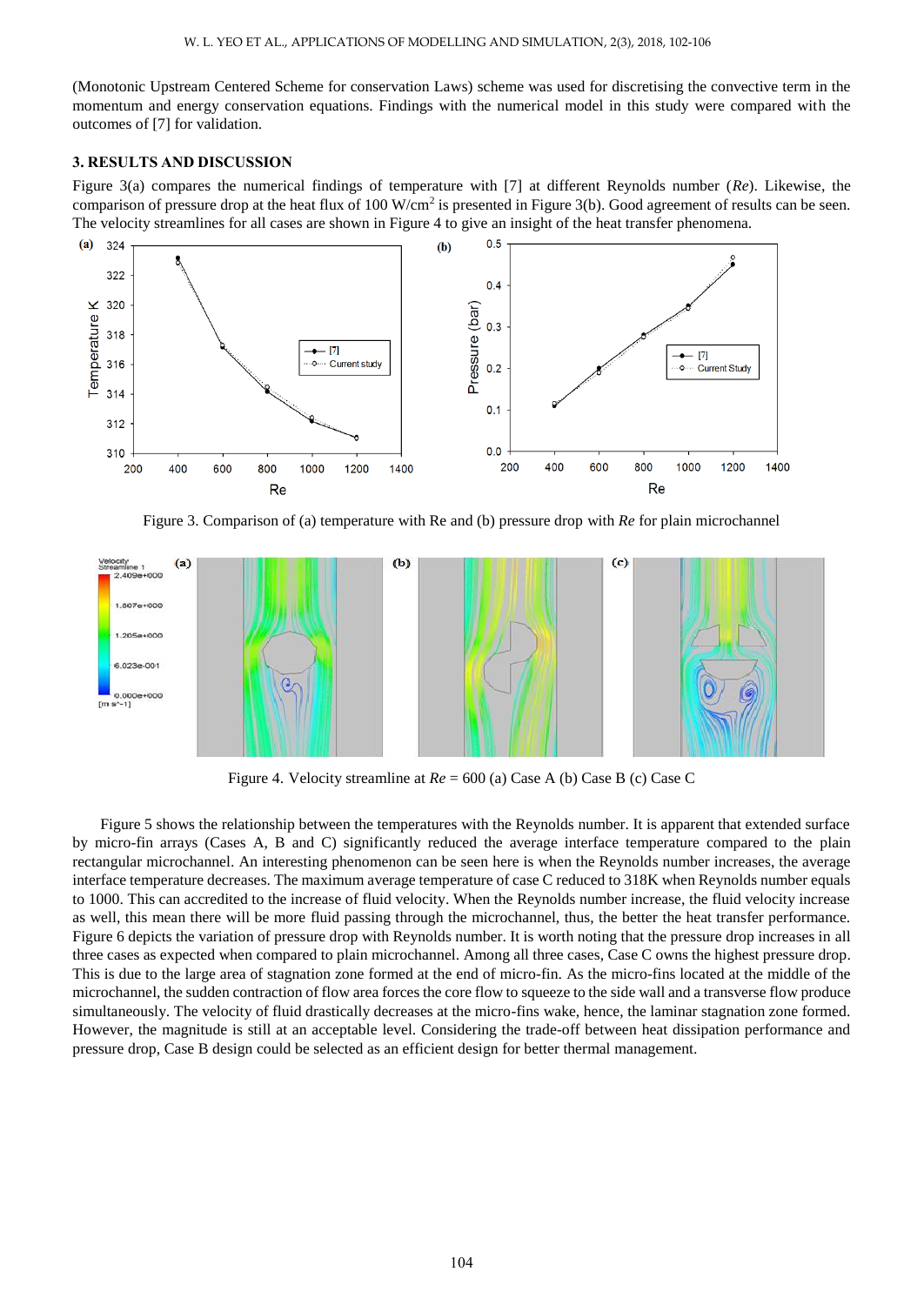(Monotonic Upstream Centered Scheme for conservation Laws) scheme was used for discretising the convective term in the momentum and energy conservation equations. Findings with the numerical model in this study were compared with the outcomes of [7] for validation.

## 3. RESULTS AND DISCUSSION

Figure 3(a) compares the numerical findings of temperature with [7] at different Reynolds number (*Re*). Likewise, the comparison of pressure drop at the heat flux of 100 W/cm$^2$ is presented in Figure 3(b). Good agreement of results can be seen. The velocity streamlines for all cases are shown in Figure 4 to give an insight of the heat transfer phenomena.

Figure 3. Comparison of (a) temperature with Re and (b) pressure drop with *Re* for plain microchannel

Figure 4. Velocity streamline at *Re* = 600 (a) Case A (b) Case B (c) Case C

Figure 5 shows the relationship between the temperatures with the Reynolds number. It is apparent that extended surface by micro-fin arrays (Cases A, B and C) significantly reduced the average interface temperature compared to the plain rectangular microchannel. An interesting phenomenon can be seen here is when the Reynolds number increases, the average interface temperature decreases. The maximum average temperature of case C reduced to 318K when Reynolds number equals to 1000. This can accredited to the increase of fluid velocity. When the Reynolds number increase, the fluid velocity increase as well, this mean there will be more fluid passing through the microchannel, thus, the better the heat transfer performance. Figure 6 depicts the variation of pressure drop with Reynolds number. It is worth noting that the pressure drop increases in all three cases as expected when compared to plain microchannel. Among all three cases, Case C owns the highest pressure drop. This is due to the large area of stagnation zone formed at the end of micro-fin. As the micro-fins located at the middle of the microchannel, the sudden contraction of flow area forces the core flow to squeeze to the side wall and a transverse flow produce simultaneously. The velocity of fluid drastically decreases at the micro-fins wake, hence, the laminar stagnation zone formed. However, the magnitude is still at an acceptable level. Considering the trade-off between heat dissipation performance and pressure drop, Case B design could be selected as an efficient design for better thermal management.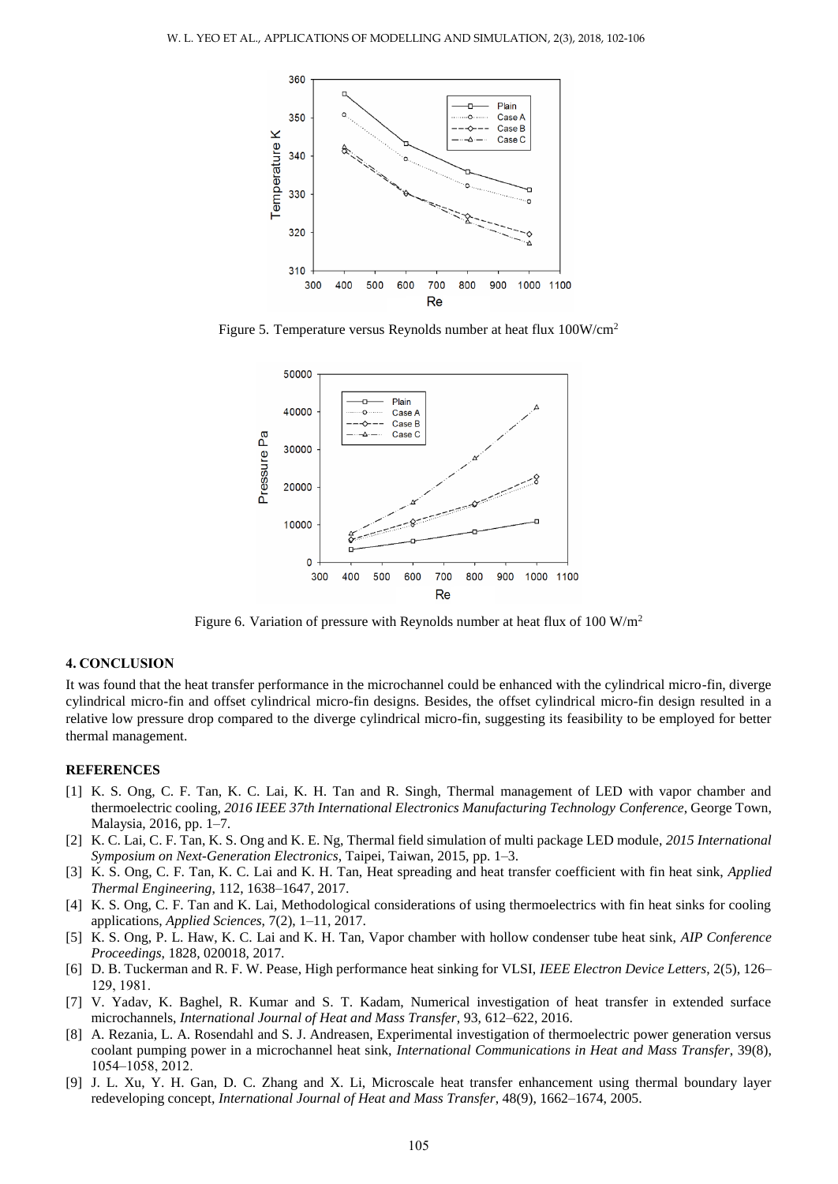Figure 5. Temperature versus Reynolds number at heat flux 100W/cm$^2$

Figure 6. Variation of pressure with Reynolds number at heat flux of 100 W/m$^2$

## 4. CONCLUSION

It was found that the heat transfer performance in the microchannel could be enhanced with the cylindrical micro-fin, diverge cylindrical micro-fin and offset cylindrical micro-fin designs. Besides, the offset cylindrical micro-fin design resulted in a relative low pressure drop compared to the diverge cylindrical micro-fin, suggesting its feasibility to be employed for better thermal management.

## REFERENCES

[1] K. S. Ong, C. F. Tan, K. C. Lai, K. H. Tan and R. Singh, Thermal management of LED with vapor chamber and thermoelectric cooling, *2016 IEEE 37th International Electronics Manufacturing Technology Conference*, George Town, Malaysia, 2016, pp. 1–7.

[2] K. C. Lai, C. F. Tan, K. S. Ong and K. E. Ng, Thermal field simulation of multi package LED module, *2015 International Symposium on Next-Generation Electronics*, Taipei, Taiwan, 2015, pp. 1–3.

[3] K. S. Ong, C. F. Tan, K. C. Lai and K. H. Tan, Heat spreading and heat transfer coefficient with fin heat sink, *Applied Thermal Engineering*, 112, 1638–1647, 2017.

[4] K. S. Ong, C. F. Tan and K. Lai, Methodological considerations of using thermoelectrics with fin heat sinks for cooling applications, *Applied Sciences*, 7(2), 1–11, 2017.

[5] K. S. Ong, P. L. Haw, K. C. Lai and K. H. Tan, Vapor chamber with hollow condenser tube heat sink, *AIP Conference Proceedings*, 1828, 020018, 2017.

[6] D. B. Tuckerman and R. F. W. Pease, High performance heat sinking for VLSI, *IEEE Electron Device Letters*, 2(5), 126–129, 1981.

[7] V. Yadav, K. Baghel, R. Kumar and S. T. Kadam, Numerical investigation of heat transfer in extended surface microchannels, *International Journal of Heat and Mass Transfer*, 93, 612–622, 2016.

[8] A. Rezania, L. A. Rosendahl and S. J. Andreasen, Experimental investigation of thermoelectric power generation versus coolant pumping power in a microchannel heat sink, *International Communications in Heat and Mass Transfer*, 39(8), 1054–1058, 2012.

[9] J. L. Xu, Y. H. Gan, D. C. Zhang and X. Li, Microscale heat transfer enhancement using thermal boundary layer redeveloping concept, *International Journal of Heat and Mass Transfer*, 48(9), 1662–1674, 2005.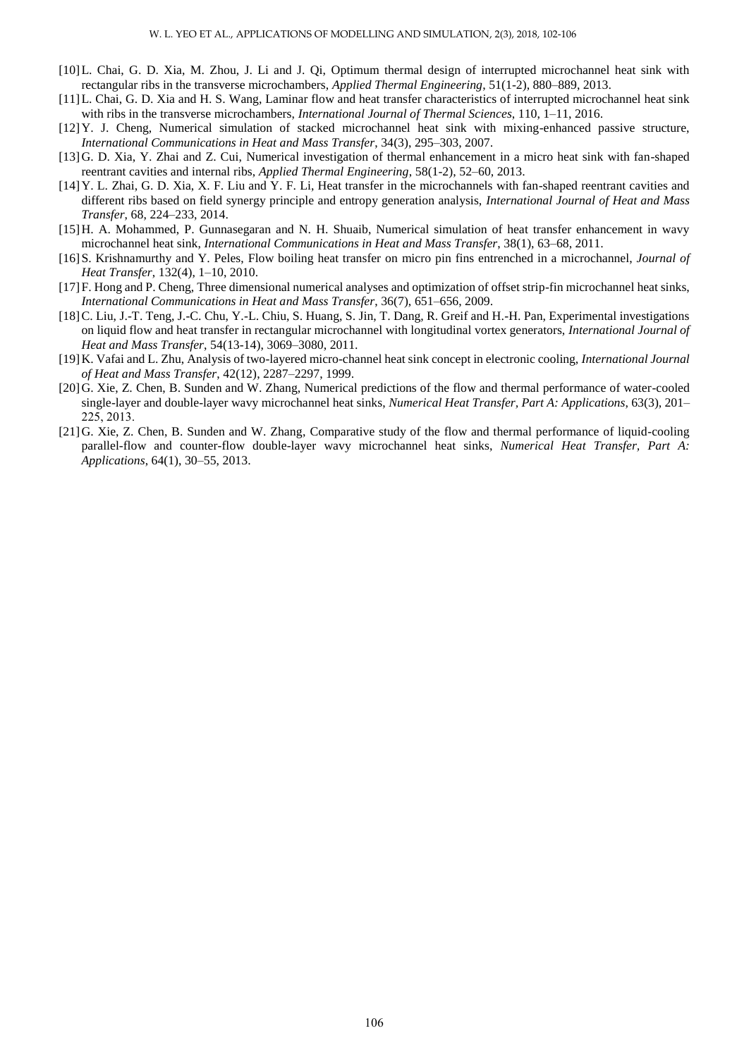[10] L. Chai, G. D. Xia, M. Zhou, J. Li and J. Qi, Optimum thermal design of interrupted microchannel heat sink with rectangular ribs in the transverse microchambers, *Applied Thermal Engineering*, 51(1-2), 880–889, 2013.

[11] L. Chai, G. D. Xia and H. S. Wang, Laminar flow and heat transfer characteristics of interrupted microchannel heat sink with ribs in the transverse microchambers, *International Journal of Thermal Sciences*, 110, 1–11, 2016.

[12] Y. J. Cheng, Numerical simulation of stacked microchannel heat sink with mixing-enhanced passive structure, *International Communications in Heat and Mass Transfer*, 34(3), 295–303, 2007.

[13] G. D. Xia, Y. Zhai and Z. Cui, Numerical investigation of thermal enhancement in a micro heat sink with fan-shaped reentrant cavities and internal ribs, *Applied Thermal Engineering*, 58(1-2), 52–60, 2013.

[14] Y. L. Zhai, G. D. Xia, X. F. Liu and Y. F. Li, Heat transfer in the microchannels with fan-shaped reentrant cavities and different ribs based on field synergy principle and entropy generation analysis, *International Journal of Heat and Mass Transfer*, 68, 224–233, 2014.

[15] H. A. Mohammed, P. Gunnasegaran and N. H. Shuaib, Numerical simulation of heat transfer enhancement in wavy microchannel heat sink, *International Communications in Heat and Mass Transfer*, 38(1), 63–68, 2011.

[16] S. Krishnamurthy and Y. Peles, Flow boiling heat transfer on micro pin fins entrenched in a microchannel, *Journal of Heat Transfer*, 132(4), 1–10, 2010.

[17] F. Hong and P. Cheng, Three dimensional numerical analyses and optimization of offset strip-fin microchannel heat sinks, *International Communications in Heat and Mass Transfer*, 36(7), 651–656, 2009.

[18] C. Liu, J.-T. Teng, J.-C. Chu, Y.-L. Chiu, S. Huang, S. Jin, T. Dang, R. Greif and H.-H. Pan, Experimental investigations on liquid flow and heat transfer in rectangular microchannel with longitudinal vortex generators, *International Journal of Heat and Mass Transfer*, 54(13-14), 3069–3080, 2011.

[19] K. Vafai and L. Zhu, Analysis of two-layered micro-channel heat sink concept in electronic cooling, *International Journal of Heat and Mass Transfer*, 42(12), 2287–2297, 1999.

[20] G. Xie, Z. Chen, B. Sunden and W. Zhang, Numerical predictions of the flow and thermal performance of water-cooled single-layer and double-layer wavy microchannel heat sinks, *Numerical Heat Transfer, Part A: Applications*, 63(3), 201–225, 2013.

[21] G. Xie, Z. Chen, B. Sunden and W. Zhang, Comparative study of the flow and thermal performance of liquid-cooling parallel-flow and counter-flow double-layer wavy microchannel heat sinks, *Numerical Heat Transfer, Part A: Applications*, 64(1), 30–55, 2013.